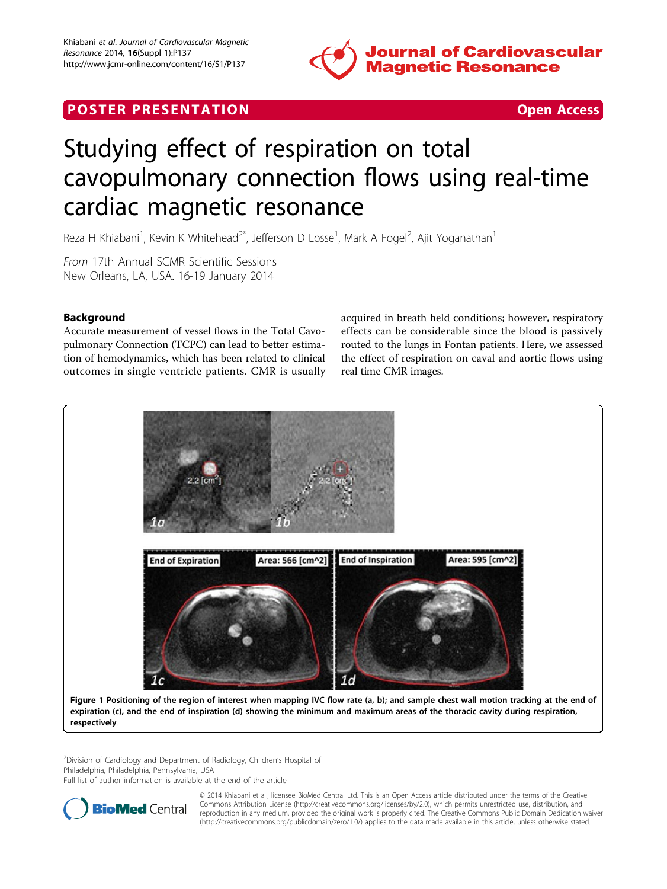POSTER PRESENTATION

Open Access

# Studying effect of respiration on total cavopulmonary connection flows using real-time cardiac magnetic resonance

Reza H Khiabani[1], Kevin K Whitehead[2*], Jefferson D Losse[1], Mark A Fogel[2], Ajit Yoganathan[1]

*From* 17th Annual SCMR Scientific Sessions
New Orleans, LA, USA. 16-19 January 2014

## Background

Accurate measurement of vessel flows in the Total Cavopulmonary Connection (TCPC) can lead to better estimation of hemodynamics, which has been related to clinical outcomes in single ventricle patients. CMR is usually acquired in breath held conditions; however, respiratory effects can be considerable since the blood is passively routed to the lungs in Fontan patients. Here, we assessed the effect of respiration on caval and aortic flows using real time CMR images.

**Figure 1 Positioning of the region of interest when mapping IVC flow rate (a, b); and sample chest wall motion tracking at the end of expiration (c), and the end of inspiration (d) showing the minimum and maximum areas of the thoracic cavity during respiration, respectively.**

[2]Division of Cardiology and Department of Radiology, Children's Hospital of Philadelphia, Philadelphia, Pennsylvania, USA
Full list of author information is available at the end of the article

© 2014 Khiabani et al.; licensee BioMed Central Ltd. This is an Open Access article distributed under the terms of the Creative Commons Attribution License (http://creativecommons.org/licenses/by/2.0), which permits unrestricted use, distribution, and reproduction in any medium, provided the original work is properly cited. The Creative Commons Public Domain Dedication waiver (http://creativecommons.org/publicdomain/zero/1.0/) applies to the data made available in this article, unless otherwise stated.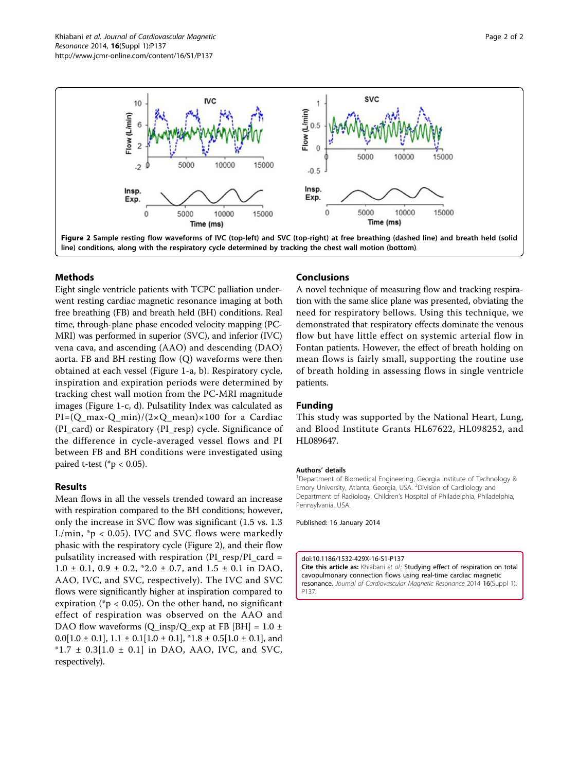IVC

10
6
2
-2
Flow (L/min)
0
5000
10000
15000

Insp.
Exp.
0
5000
10000
15000
Time (ms)

SVC

1
0.5
0
-0.5
Flow (L/min)
0
5000
10000
15000

Insp.
Exp.
0
5000
10000
15000
Time (ms)

**Figure 2** Sample resting flow waveforms of IVC (top-left) and SVC (top-right) at free breathing (dashed line) and breath held (solid line) conditions, along with the respiratory cycle determined by tracking the chest wall motion (bottom).

## Methods

Eight single ventricle patients with TCPC palliation underwent resting cardiac magnetic resonance imaging at both free breathing (FB) and breath held (BH) conditions. Real time, through-plane phase encoded velocity mapping (PC-MRI) was performed in superior (SVC), and inferior (IVC) vena cava, and ascending (AAO) and descending (DAO) aorta. FB and BH resting flow (Q) waveforms were then obtained at each vessel (Figure 1-a, b). Respiratory cycle, inspiration and expiration periods were determined by tracking chest wall motion from the PC-MRI magnitude images (Figure 1-c, d). Pulsatility Index was calculated as $PI=(Q\_max-Q\_min)/(2\times Q\_mean)\times 100$ for a Cardiac (PI_card) or Respiratory (PI_resp) cycle. Significance of the difference in cycle-averaged vessel flows and PI between FB and BH conditions were investigated using paired t-test (*$p < 0.05$).

## Results

Mean flows in all the vessels trended toward an increase with respiration compared to the BH conditions; however, only the increase in SVC flow was significant (1.5 vs. 1.3 L/min, *$p < 0.05$). IVC and SVC flows were markedly phasic with the respiratory cycle (Figure 2), and their flow pulsatility increased with respiration (PI_resp/PI_card = 1.0 ± 0.1, 0.9 ± 0.2, *2.0 ± 0.7, and 1.5 ± 0.1 in DAO, AAO, IVC, and SVC, respectively). The IVC and SVC flows were significantly higher at inspiration compared to expiration (*$p < 0.05$). On the other hand, no significant effect of respiration was observed on the AAO and DAO flow waveforms (Q_insp/Q_exp at FB [BH] = 1.0 ± 0.0[1.0 ± 0.1], 1.1 ± 0.1[1.0 ± 0.1], *1.8 ± 0.5[1.0 ± 0.1], and *1.7 ± 0.3[1.0 ± 0.1] in DAO, AAO, IVC, and SVC, respectively).

## Conclusions

A novel technique of measuring flow and tracking respiration with the same slice plane was presented, obviating the need for respiratory bellows. Using this technique, we demonstrated that respiratory effects dominate the venous flow but have little effect on systemic arterial flow in Fontan patients. However, the effect of breath holding on mean flows is fairly small, supporting the routine use of breath holding in assessing flows in single ventricle patients.

## Funding

This study was supported by the National Heart, Lung, and Blood Institute Grants HL67622, HL098252, and HL089647.

#### Authors' details

[1]Department of Biomedical Engineering, Georgia Institute of Technology & Emory University, Atlanta, Georgia, USA. [2]Division of Cardiology and Department of Radiology, Children's Hospital of Philadelphia, Philadelphia, Pennsylvania, USA.

Published: 16 January 2014

doi:10.1186/1532-429X-16-S1-P137
**Cite this article as:** Khiabani *et al.*: Studying effect of respiration on total cavopulmonary connection flows using real-time cardiac magnetic resonance. *Journal of Cardiovascular Magnetic Resonance* 2014 **16**(Suppl 1): P137.